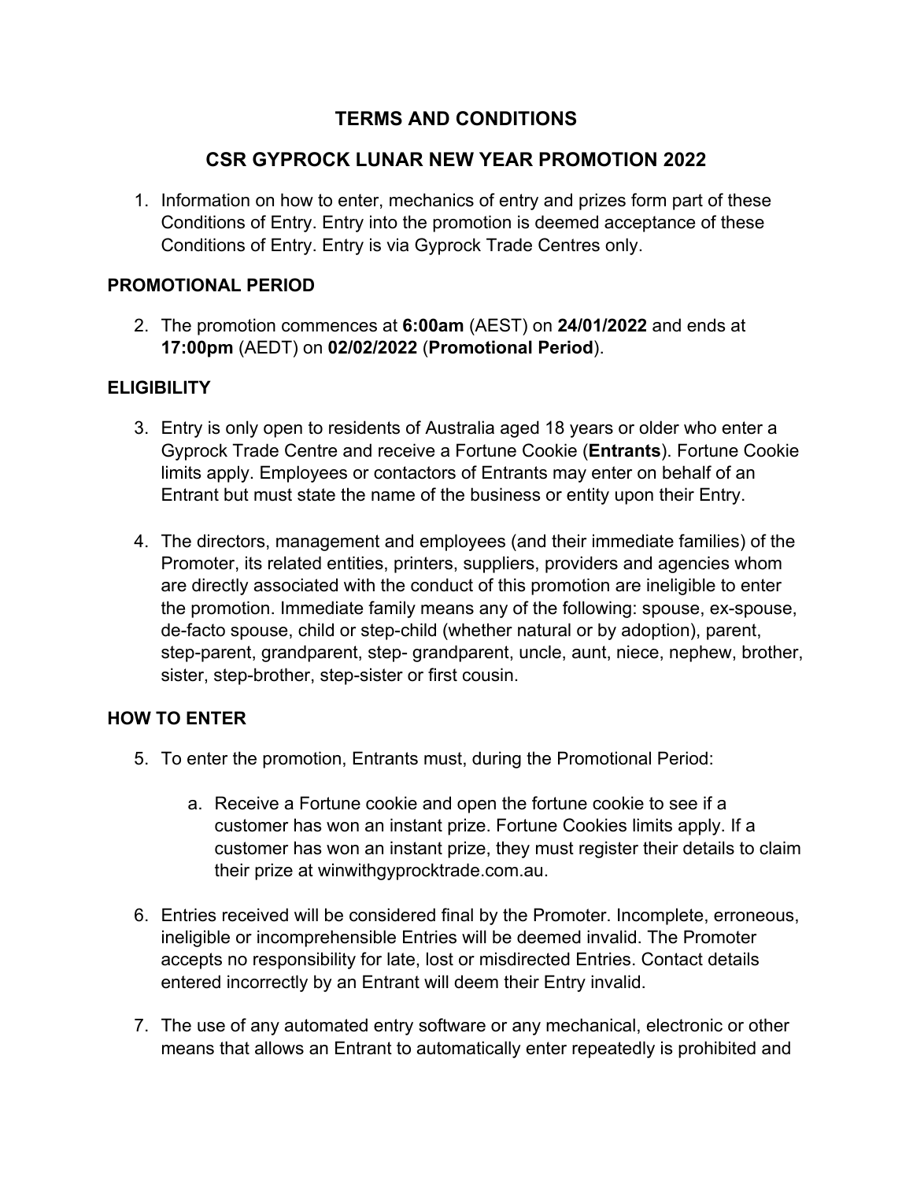# TERMS AND CONDITIONS

## CSR GYPROCK LUNAR NEW YEAR PROMOTION 2022

1. Information on how to enter, mechanics of entry and prizes form part of these Conditions of Entry. Entry into the promotion is deemed acceptance of these Conditions of Entry. Entry is via Gyprock Trade Centres only.

### PROMOTIONAL PERIOD

2. The promotion commences at **6:00am** (AEST) on **24/01/2022** and ends at **17:00pm** (AEDT) on **02/02/2022** (**Promotional Period**).

### ELIGIBILITY

3. Entry is only open to residents of Australia aged 18 years or older who enter a Gyprock Trade Centre and receive a Fortune Cookie (**Entrants**). Fortune Cookie limits apply. Employees or contactors of Entrants may enter on behalf of an Entrant but must state the name of the business or entity upon their Entry.

4. The directors, management and employees (and their immediate families) of the Promoter, its related entities, printers, suppliers, providers and agencies whom are directly associated with the conduct of this promotion are ineligible to enter the promotion. Immediate family means any of the following: spouse, ex-spouse, de-facto spouse, child or step-child (whether natural or by adoption), parent, step-parent, grandparent, step- grandparent, uncle, aunt, niece, nephew, brother, sister, step-brother, step-sister or first cousin.

### HOW TO ENTER

5. To enter the promotion, Entrants must, during the Promotional Period:

    a. Receive a Fortune cookie and open the fortune cookie to see if a customer has won an instant prize. Fortune Cookies limits apply. If a customer has won an instant prize, they must register their details to claim their prize at winwithgyprocktrade.com.au.

6. Entries received will be considered final by the Promoter. Incomplete, erroneous, ineligible or incomprehensible Entries will be deemed invalid. The Promoter accepts no responsibility for late, lost or misdirected Entries. Contact details entered incorrectly by an Entrant will deem their Entry invalid.

7. The use of any automated entry software or any mechanical, electronic or other means that allows an Entrant to automatically enter repeatedly is prohibited and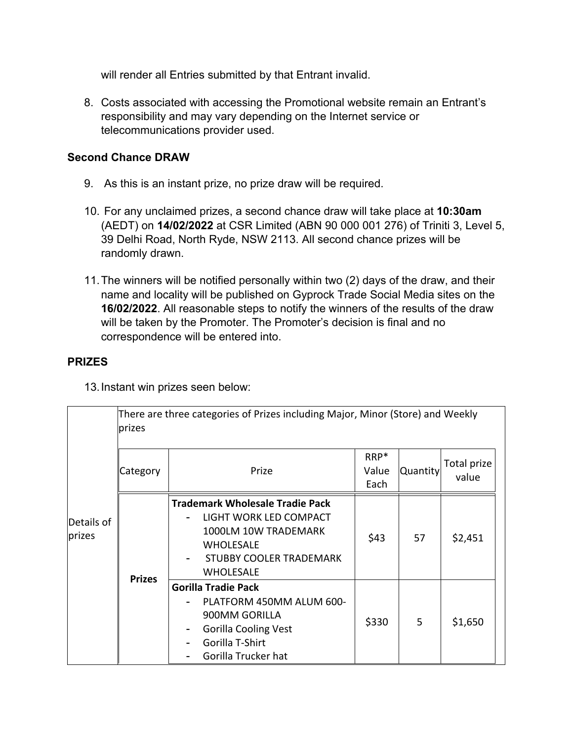will render all Entries submitted by that Entrant invalid.

8. Costs associated with accessing the Promotional website remain an Entrant's responsibility and may vary depending on the Internet service or telecommunications provider used.

## Second Chance DRAW

9. As this is an instant prize, no prize draw will be required.

10. For any unclaimed prizes, a second chance draw will take place at **10:30am** (AEDT) on **14/02/2022** at CSR Limited (ABN 90 000 001 276) of Triniti 3, Level 5, 39 Delhi Road, North Ryde, NSW 2113. All second chance prizes will be randomly drawn.

11. The winners will be notified personally within two (2) days of the draw, and their name and locality will be published on Gyprock Trade Social Media sites on the **16/02/2022**. All reasonable steps to notify the winners of the results of the draw will be taken by the Promoter. The Promoter's decision is final and no correspondence will be entered into.

## PRIZES

13. Instant win prizes seen below:

| | There are three categories of Prizes including Major, Minor (Store) and Weekly prizes | | | | |
|---|---|---|---|---|---|
| | Category | Prize | RRP* Value Each | Quantity | Total prize value |
| Details of prizes | **Prizes** | **Trademark Wholesale Tradie Pack**<br>- LIGHT WORK LED COMPACT 1000LM 10W TRADEMARK WHOLESALE<br>- STUBBY COOLER TRADEMARK WHOLESALE | $43 | 57 | $2,451 |
| | | **Gorilla Tradie Pack**<br>- PLATFORM 450MM ALUM 600-900MM GORILLA<br>- Gorilla Cooling Vest<br>- Gorilla T-Shirt<br>- Gorilla Trucker hat | $330 | 5 | $1,650 |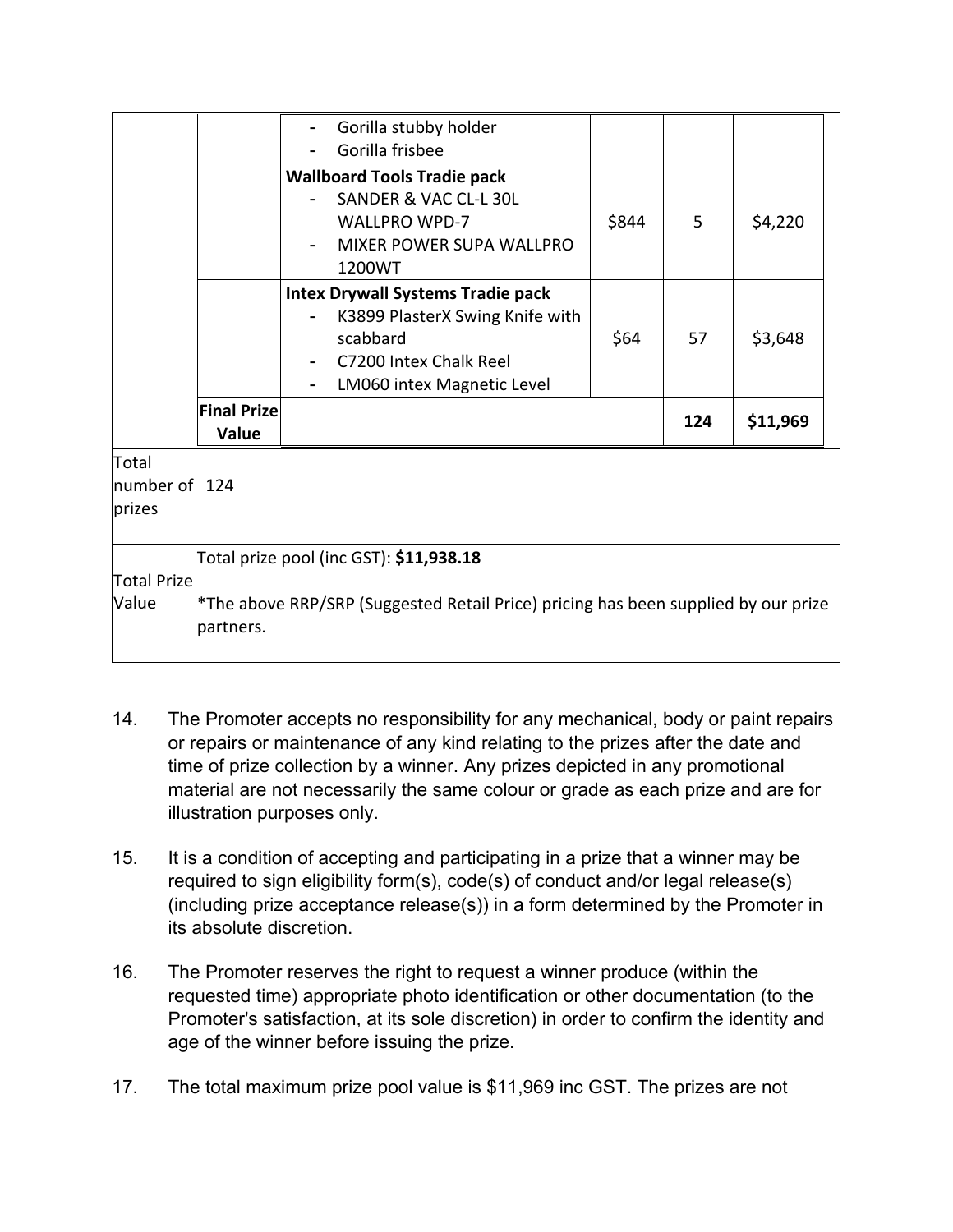| | | | | | |
|---|---|---|---|---|---|
| | | - Gorilla stubby holder<br>- Gorilla frisbee | | | |
| | | **Wallboard Tools Tradie pack**<br>- SANDER & VAC CL-L 30L WALLPRO WPD-7<br>- MIXER POWER SUPA WALLPRO 1200WT | $844 | 5 | $4,220 |
| | | **Intex Drywall Systems Tradie pack**<br>- K3899 PlasterX Swing Knife with scabbard<br>- C7200 Intex Chalk Reel<br>- LM060 intex Magnetic Level | $64 | 57 | $3,648 |
| | **Final Prize Value** | | | **124** | **$11,969** |
| Total number of prizes | 124 | | | | |
| Total Prize Value | Total prize pool (inc GST): **$11,938.18**<br><br>*The above RRP/SRP (Suggested Retail Price) pricing has been supplied by our prize partners. | | | | |

14. The Promoter accepts no responsibility for any mechanical, body or paint repairs or repairs or maintenance of any kind relating to the prizes after the date and time of prize collection by a winner. Any prizes depicted in any promotional material are not necessarily the same colour or grade as each prize and are for illustration purposes only.

15. It is a condition of accepting and participating in a prize that a winner may be required to sign eligibility form(s), code(s) of conduct and/or legal release(s) (including prize acceptance release(s)) in a form determined by the Promoter in its absolute discretion.

16. The Promoter reserves the right to request a winner produce (within the requested time) appropriate photo identification or other documentation (to the Promoter's satisfaction, at its sole discretion) in order to confirm the identity and age of the winner before issuing the prize.

17. The total maximum prize pool value is $11,969 inc GST. The prizes are not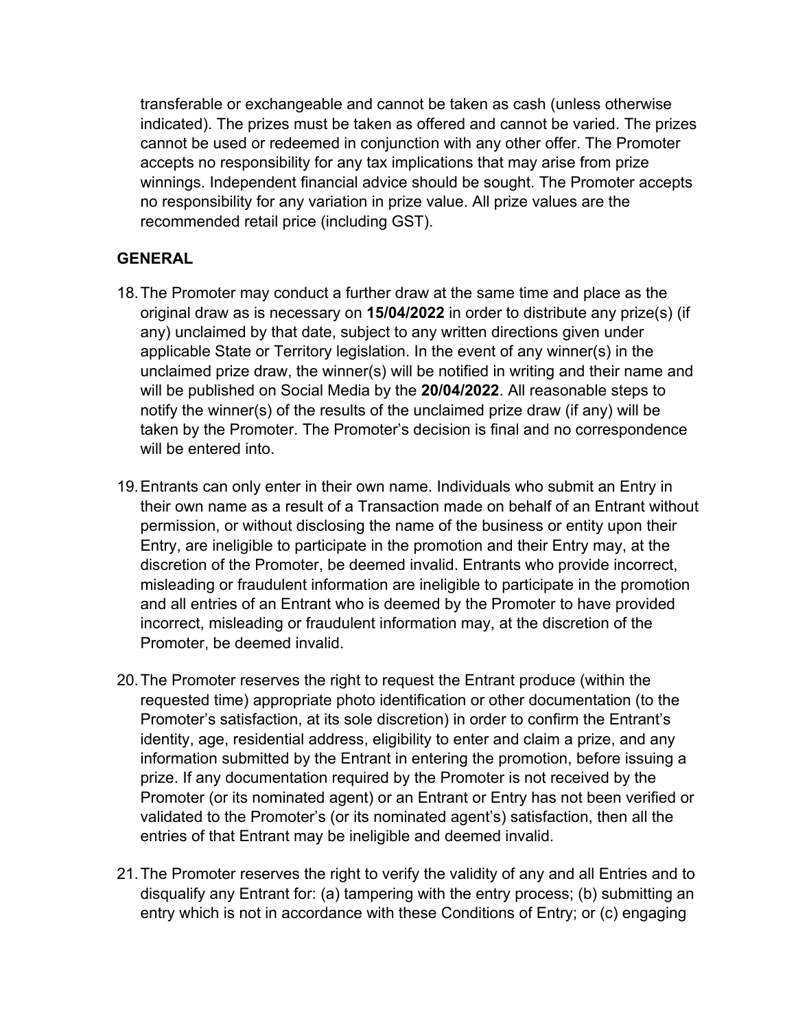transferable or exchangeable and cannot be taken as cash (unless otherwise indicated). The prizes must be taken as offered and cannot be varied. The prizes cannot be used or redeemed in conjunction with any other offer. The Promoter accepts no responsibility for any tax implications that may arise from prize winnings. Independent financial advice should be sought. The Promoter accepts no responsibility for any variation in prize value. All prize values are the recommended retail price (including GST).

## GENERAL

18. The Promoter may conduct a further draw at the same time and place as the original draw as is necessary on **15/04/2022** in order to distribute any prize(s) (if any) unclaimed by that date, subject to any written directions given under applicable State or Territory legislation. In the event of any winner(s) in the unclaimed prize draw, the winner(s) will be notified in writing and their name and will be published on Social Media by the **20/04/2022**. All reasonable steps to notify the winner(s) of the results of the unclaimed prize draw (if any) will be taken by the Promoter. The Promoter's decision is final and no correspondence will be entered into.

19. Entrants can only enter in their own name. Individuals who submit an Entry in their own name as a result of a Transaction made on behalf of an Entrant without permission, or without disclosing the name of the business or entity upon their Entry, are ineligible to participate in the promotion and their Entry may, at the discretion of the Promoter, be deemed invalid. Entrants who provide incorrect, misleading or fraudulent information are ineligible to participate in the promotion and all entries of an Entrant who is deemed by the Promoter to have provided incorrect, misleading or fraudulent information may, at the discretion of the Promoter, be deemed invalid.

20. The Promoter reserves the right to request the Entrant produce (within the requested time) appropriate photo identification or other documentation (to the Promoter's satisfaction, at its sole discretion) in order to confirm the Entrant's identity, age, residential address, eligibility to enter and claim a prize, and any information submitted by the Entrant in entering the promotion, before issuing a prize. If any documentation required by the Promoter is not received by the Promoter (or its nominated agent) or an Entrant or Entry has not been verified or validated to the Promoter's (or its nominated agent's) satisfaction, then all the entries of that Entrant may be ineligible and deemed invalid.

21. The Promoter reserves the right to verify the validity of any and all Entries and to disqualify any Entrant for: (a) tampering with the entry process; (b) submitting an entry which is not in accordance with these Conditions of Entry; or (c) engaging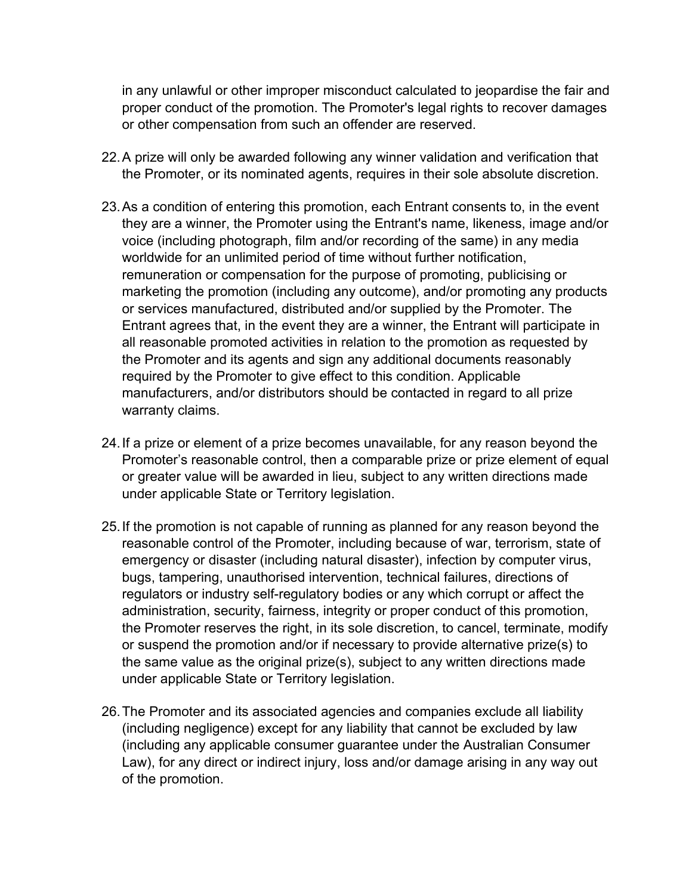in any unlawful or other improper misconduct calculated to jeopardise the fair and proper conduct of the promotion. The Promoter's legal rights to recover damages or other compensation from such an offender are reserved.

22. A prize will only be awarded following any winner validation and verification that the Promoter, or its nominated agents, requires in their sole absolute discretion.

23. As a condition of entering this promotion, each Entrant consents to, in the event they are a winner, the Promoter using the Entrant's name, likeness, image and/or voice (including photograph, film and/or recording of the same) in any media worldwide for an unlimited period of time without further notification, remuneration or compensation for the purpose of promoting, publicising or marketing the promotion (including any outcome), and/or promoting any products or services manufactured, distributed and/or supplied by the Promoter. The Entrant agrees that, in the event they are a winner, the Entrant will participate in all reasonable promoted activities in relation to the promotion as requested by the Promoter and its agents and sign any additional documents reasonably required by the Promoter to give effect to this condition. Applicable manufacturers, and/or distributors should be contacted in regard to all prize warranty claims.

24. If a prize or element of a prize becomes unavailable, for any reason beyond the Promoter's reasonable control, then a comparable prize or prize element of equal or greater value will be awarded in lieu, subject to any written directions made under applicable State or Territory legislation.

25. If the promotion is not capable of running as planned for any reason beyond the reasonable control of the Promoter, including because of war, terrorism, state of emergency or disaster (including natural disaster), infection by computer virus, bugs, tampering, unauthorised intervention, technical failures, directions of regulators or industry self-regulatory bodies or any which corrupt or affect the administration, security, fairness, integrity or proper conduct of this promotion, the Promoter reserves the right, in its sole discretion, to cancel, terminate, modify or suspend the promotion and/or if necessary to provide alternative prize(s) to the same value as the original prize(s), subject to any written directions made under applicable State or Territory legislation.

26. The Promoter and its associated agencies and companies exclude all liability (including negligence) except for any liability that cannot be excluded by law (including any applicable consumer guarantee under the Australian Consumer Law), for any direct or indirect injury, loss and/or damage arising in any way out of the promotion.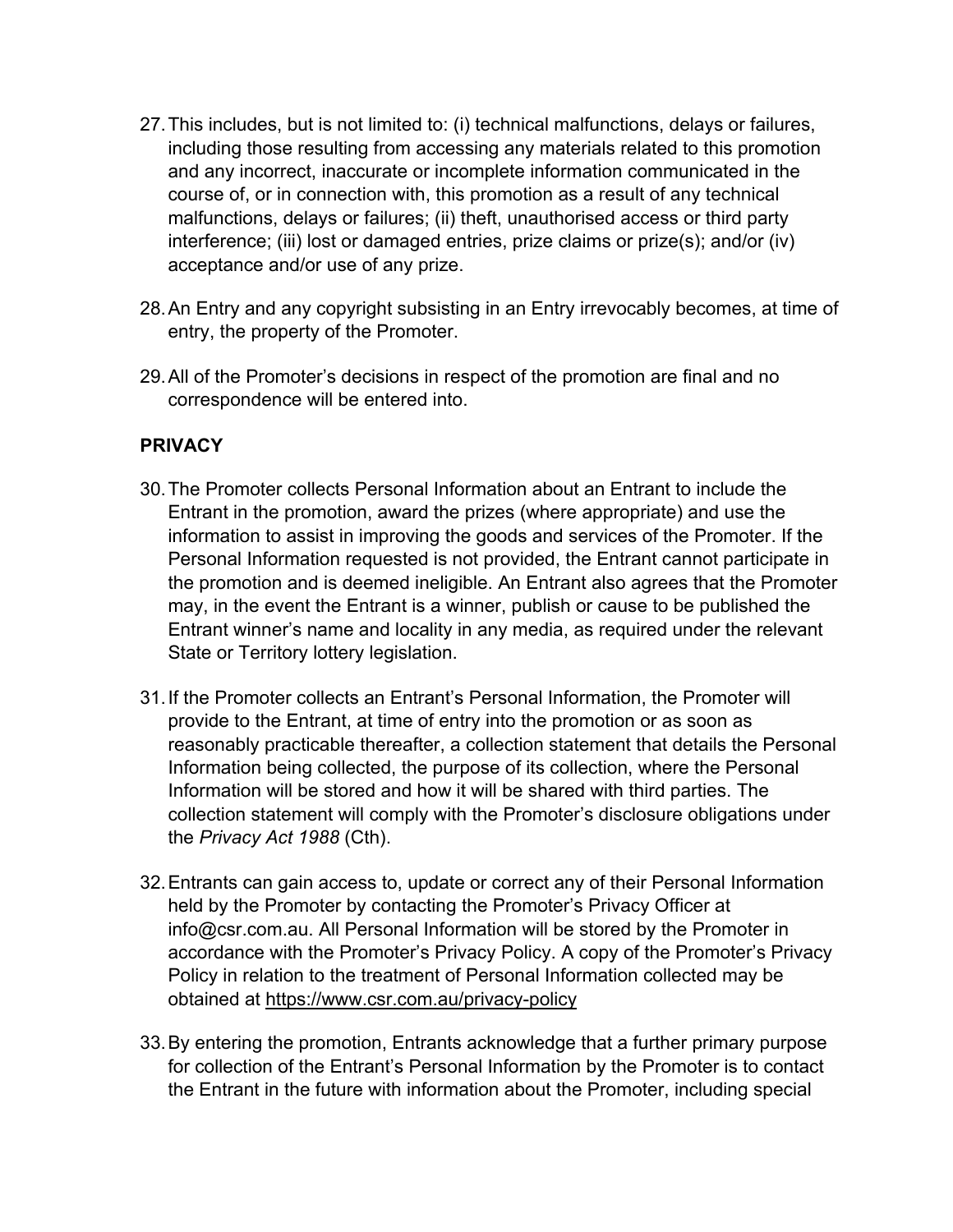27. This includes, but is not limited to: (i) technical malfunctions, delays or failures, including those resulting from accessing any materials related to this promotion and any incorrect, inaccurate or incomplete information communicated in the course of, or in connection with, this promotion as a result of any technical malfunctions, delays or failures; (ii) theft, unauthorised access or third party interference; (iii) lost or damaged entries, prize claims or prize(s); and/or (iv) acceptance and/or use of any prize.

28. An Entry and any copyright subsisting in an Entry irrevocably becomes, at time of entry, the property of the Promoter.

29. All of the Promoter's decisions in respect of the promotion are final and no correspondence will be entered into.

**PRIVACY**

30. The Promoter collects Personal Information about an Entrant to include the Entrant in the promotion, award the prizes (where appropriate) and use the information to assist in improving the goods and services of the Promoter. If the Personal Information requested is not provided, the Entrant cannot participate in the promotion and is deemed ineligible. An Entrant also agrees that the Promoter may, in the event the Entrant is a winner, publish or cause to be published the Entrant winner's name and locality in any media, as required under the relevant State or Territory lottery legislation.

31. If the Promoter collects an Entrant's Personal Information, the Promoter will provide to the Entrant, at time of entry into the promotion or as soon as reasonably practicable thereafter, a collection statement that details the Personal Information being collected, the purpose of its collection, where the Personal Information will be stored and how it will be shared with third parties. The collection statement will comply with the Promoter's disclosure obligations under the *Privacy Act 1988* (Cth).

32. Entrants can gain access to, update or correct any of their Personal Information held by the Promoter by contacting the Promoter's Privacy Officer at info@csr.com.au. All Personal Information will be stored by the Promoter in accordance with the Promoter's Privacy Policy. A copy of the Promoter's Privacy Policy in relation to the treatment of Personal Information collected may be obtained at https://www.csr.com.au/privacy-policy

33. By entering the promotion, Entrants acknowledge that a further primary purpose for collection of the Entrant's Personal Information by the Promoter is to contact the Entrant in the future with information about the Promoter, including special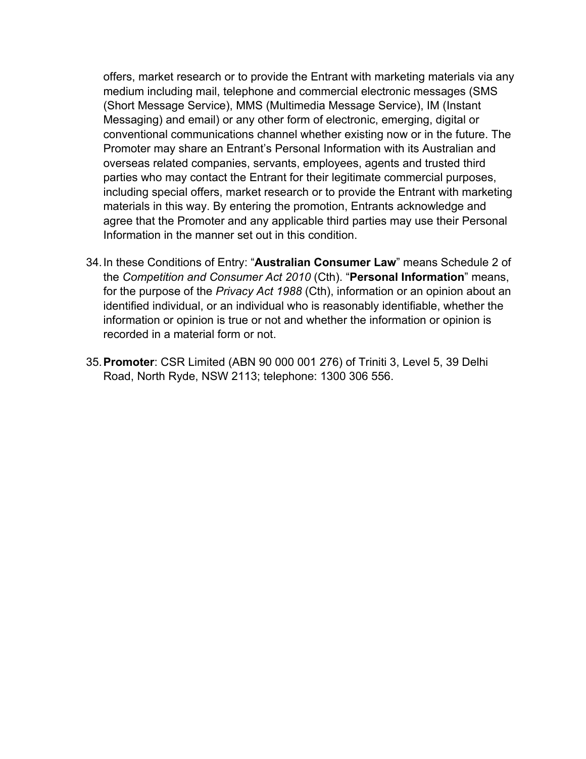offers, market research or to provide the Entrant with marketing materials via any medium including mail, telephone and commercial electronic messages (SMS (Short Message Service), MMS (Multimedia Message Service), IM (Instant Messaging) and email) or any other form of electronic, emerging, digital or conventional communications channel whether existing now or in the future. The Promoter may share an Entrant's Personal Information with its Australian and overseas related companies, servants, employees, agents and trusted third parties who may contact the Entrant for their legitimate commercial purposes, including special offers, market research or to provide the Entrant with marketing materials in this way. By entering the promotion, Entrants acknowledge and agree that the Promoter and any applicable third parties may use their Personal Information in the manner set out in this condition.

34. In these Conditions of Entry: "**Australian Consumer Law**" means Schedule 2 of the *Competition and Consumer Act 2010* (Cth). "**Personal Information**" means, for the purpose of the *Privacy Act 1988* (Cth), information or an opinion about an identified individual, or an individual who is reasonably identifiable, whether the information or opinion is true or not and whether the information or opinion is recorded in a material form or not.

35. **Promoter**: CSR Limited (ABN 90 000 001 276) of Triniti 3, Level 5, 39 Delhi Road, North Ryde, NSW 2113; telephone: 1300 306 556.